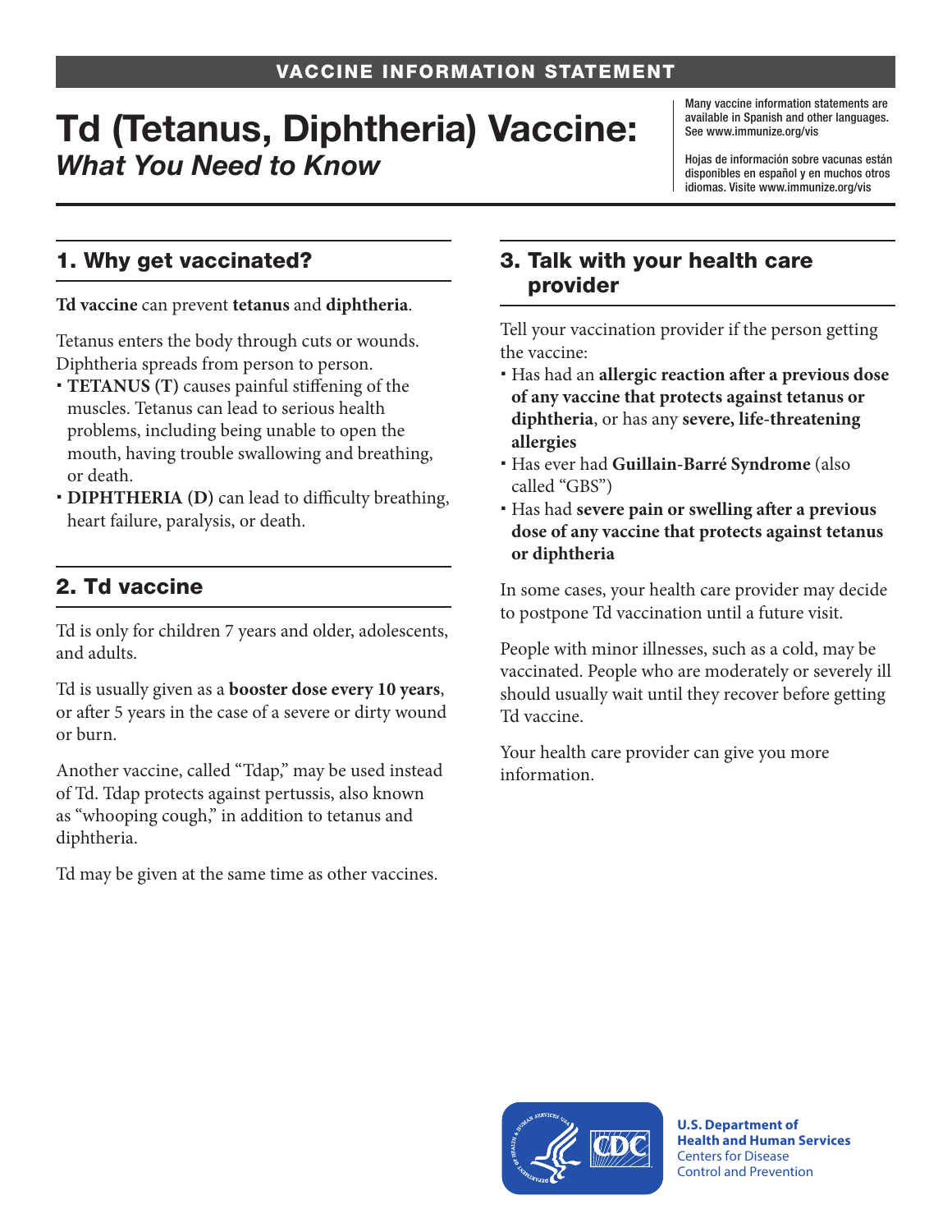VACCINE INFORMATION STATEMENT

# Td (Tetanus, Diphtheria) Vaccine:
## *What You Need to Know*

Many vaccine information statements are available in Spanish and other languages. See www.immunize.org/vis

Hojas de información sobre vacunas están disponibles en español y en muchos otros idiomas. Visite www.immunize.org/vis

## 1. Why get vaccinated?

**Td vaccine** can prevent **tetanus** and **diphtheria**.

Tetanus enters the body through cuts or wounds. Diphtheria spreads from person to person.

- **TETANUS (T)** causes painful stiffening of the muscles. Tetanus can lead to serious health problems, including being unable to open the mouth, having trouble swallowing and breathing, or death.
- **DIPHTHERIA (D)** can lead to difficulty breathing, heart failure, paralysis, or death.

## 2. Td vaccine

Td is only for children 7 years and older, adolescents, and adults.

Td is usually given as a **booster dose every 10 years**, or after 5 years in the case of a severe or dirty wound or burn.

Another vaccine, called "Tdap," may be used instead of Td. Tdap protects against pertussis, also known as "whooping cough," in addition to tetanus and diphtheria.

Td may be given at the same time as other vaccines.

## 3. Talk with your health care provider

Tell your vaccination provider if the person getting the vaccine:

- Has had an **allergic reaction after a previous dose of any vaccine that protects against tetanus or diphtheria**, or has any **severe, life-threatening allergies**
- Has ever had **Guillain-Barré Syndrome** (also called "GBS")
- Has had **severe pain or swelling after a previous dose of any vaccine that protects against tetanus or diphtheria**

In some cases, your health care provider may decide to postpone Td vaccination until a future visit.

People with minor illnesses, such as a cold, may be vaccinated. People who are moderately or severely ill should usually wait until they recover before getting Td vaccine.

Your health care provider can give you more information.

**U.S. Department of Health and Human Services**
Centers for Disease Control and Prevention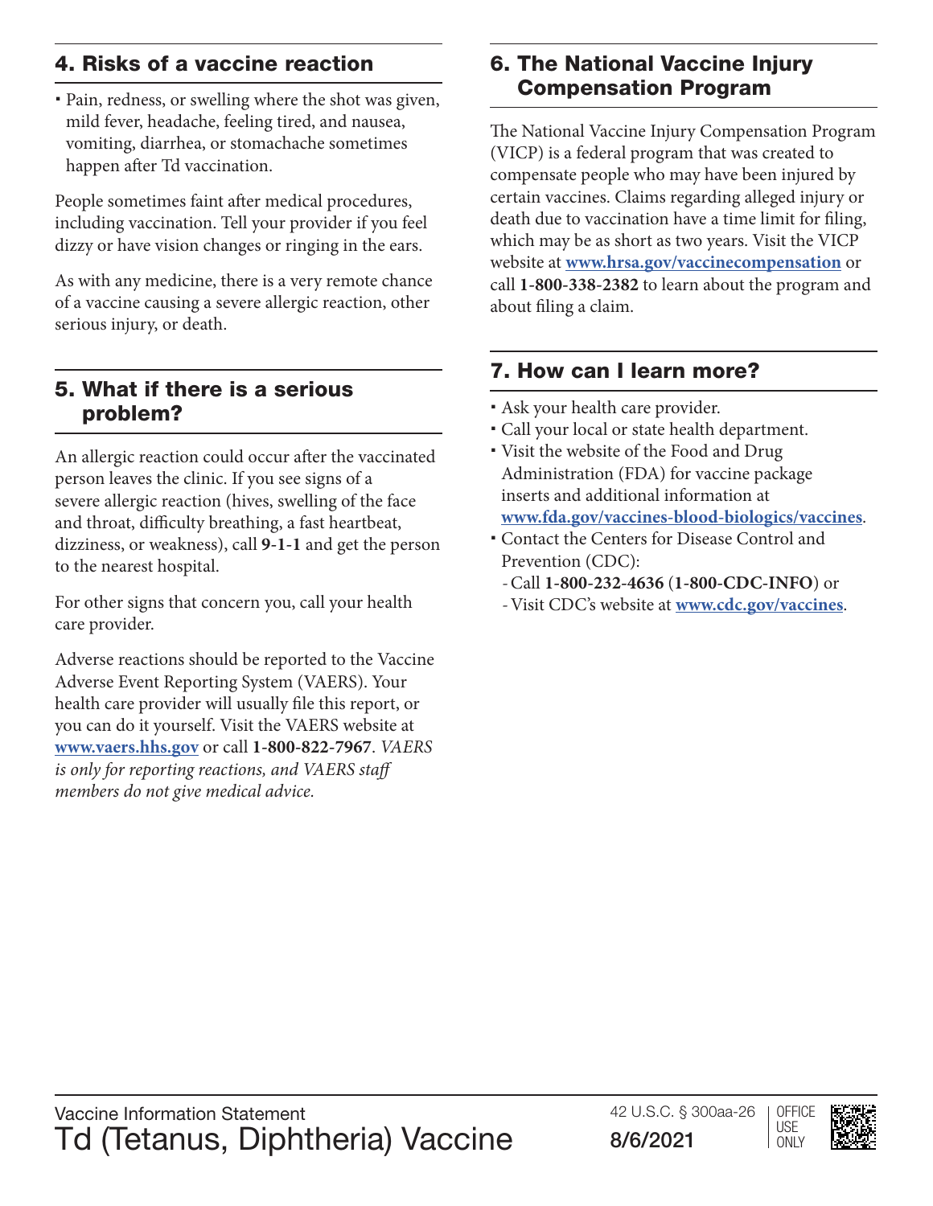## 4. Risks of a vaccine reaction

- Pain, redness, or swelling where the shot was given, mild fever, headache, feeling tired, and nausea, vomiting, diarrhea, or stomachache sometimes happen after Td vaccination.

People sometimes faint after medical procedures, including vaccination. Tell your provider if you feel dizzy or have vision changes or ringing in the ears.

As with any medicine, there is a very remote chance of a vaccine causing a severe allergic reaction, other serious injury, or death.

## 5. What if there is a serious problem?

An allergic reaction could occur after the vaccinated person leaves the clinic. If you see signs of a severe allergic reaction (hives, swelling of the face and throat, difficulty breathing, a fast heartbeat, dizziness, or weakness), call **9-1-1** and get the person to the nearest hospital.

For other signs that concern you, call your health care provider.

Adverse reactions should be reported to the Vaccine Adverse Event Reporting System (VAERS). Your health care provider will usually file this report, or you can do it yourself. Visit the VAERS website at **www.vaers.hhs.gov** or call **1-800-822-7967**. *VAERS is only for reporting reactions, and VAERS staff members do not give medical advice.*

## 6. The National Vaccine Injury Compensation Program

The National Vaccine Injury Compensation Program (VICP) is a federal program that was created to compensate people who may have been injured by certain vaccines. Claims regarding alleged injury or death due to vaccination have a time limit for filing, which may be as short as two years. Visit the VICP website at **www.hrsa.gov/vaccinecompensation** or call **1-800-338-2382** to learn about the program and about filing a claim.

## 7. How can I learn more?

- Ask your health care provider.
- Call your local or state health department.
- Visit the website of the Food and Drug Administration (FDA) for vaccine package inserts and additional information at **www.fda.gov/vaccines-blood-biologics/vaccines**.
- Contact the Centers for Disease Control and Prevention (CDC):
  - Call **1-800-232-4636** (**1-800-CDC-INFO**) or
  - Visit CDC's website at **www.cdc.gov/vaccines**.

Vaccine Information Statement
Td (Tetanus, Diphtheria) Vaccine

42 U.S.C. § 300aa-26
**8/6/2021**

OFFICE USE ONLY